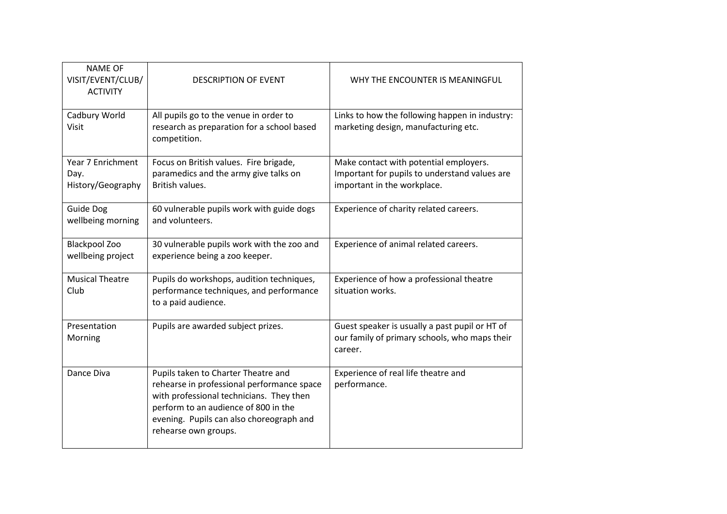| NAME OF VISIT/EVENT/CLUB/ ACTIVITY | DESCRIPTION OF EVENT | WHY THE ENCOUNTER IS MEANINGFUL |
|---|---|---|
| Cadbury World Visit | All pupils go to the venue in order to research as preparation for a school based competition. | Links to how the following happen in industry: marketing design, manufacturing etc. |
| Year 7 Enrichment Day. History/Geography | Focus on British values. Fire brigade, paramedics and the army give talks on British values. | Make contact with potential employers. Important for pupils to understand values are important in the workplace. |
| Guide Dog wellbeing morning | 60 vulnerable pupils work with guide dogs and volunteers. | Experience of charity related careers. |
| Blackpool Zoo wellbeing project | 30 vulnerable pupils work with the zoo and experience being a zoo keeper. | Experience of animal related careers. |
| Musical Theatre Club | Pupils do workshops, audition techniques, performance techniques, and performance to a paid audience. | Experience of how a professional theatre situation works. |
| Presentation Morning | Pupils are awarded subject prizes. | Guest speaker is usually a past pupil or HT of our family of primary schools, who maps their career. |
| Dance Diva | Pupils taken to Charter Theatre and rehearse in professional performance space with professional technicians. They then perform to an audience of 800 in the evening. Pupils can also choreograph and rehearse own groups. | Experience of real life theatre and performance. |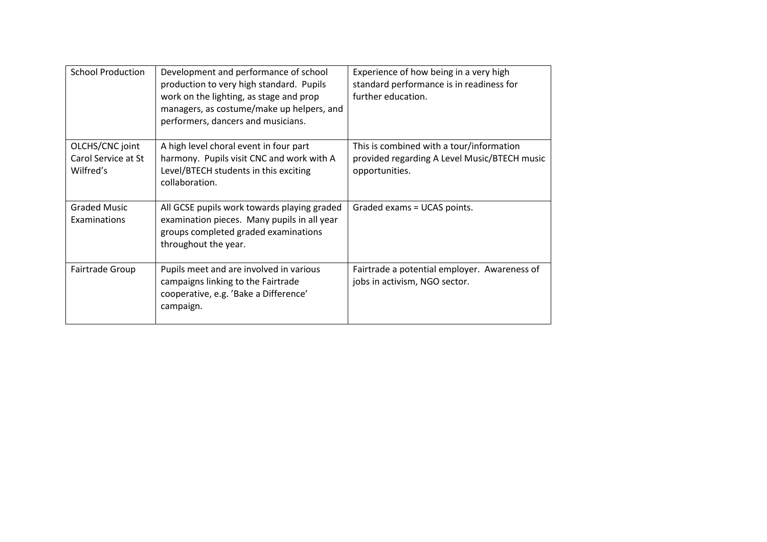| | | |
|---|---|---|
| School Production | Development and performance of school production to very high standard. Pupils work on the lighting, as stage and prop managers, as costume/make up helpers, and performers, dancers and musicians. | Experience of how being in a very high standard performance is in readiness for further education. |
| OLCHS/CNC joint Carol Service at St Wilfred's | A high level choral event in four part harmony. Pupils visit CNC and work with A Level/BTECH students in this exciting collaboration. | This is combined with a tour/information provided regarding A Level Music/BTECH music opportunities. |
| Graded Music Examinations | All GCSE pupils work towards playing graded examination pieces. Many pupils in all year groups completed graded examinations throughout the year. | Graded exams = UCAS points. |
| Fairtrade Group | Pupils meet and are involved in various campaigns linking to the Fairtrade cooperative, e.g. 'Bake a Difference' campaign. | Fairtrade a potential employer. Awareness of jobs in activism, NGO sector. |